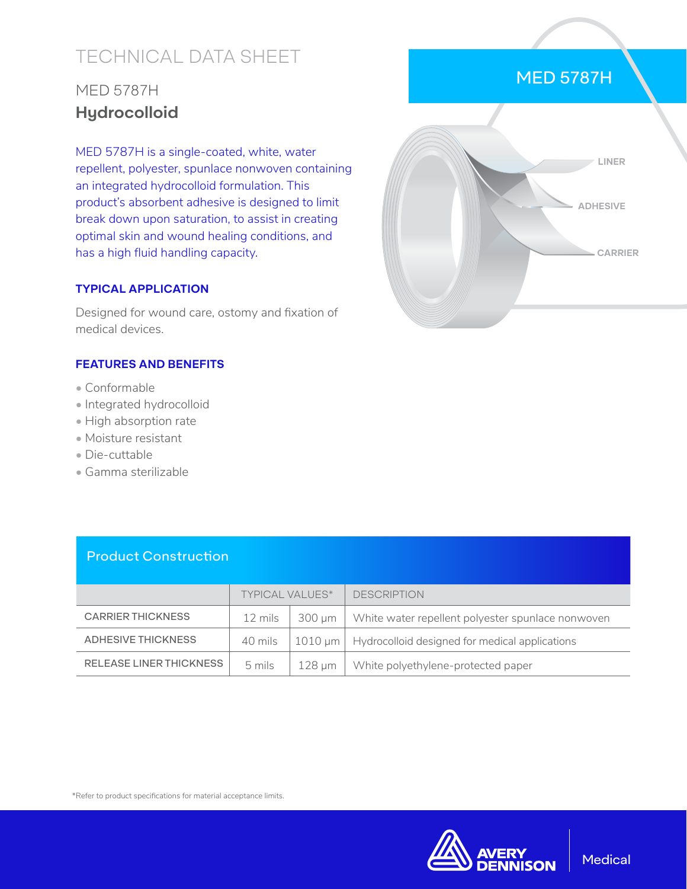# TECHNICAL DATA SHEET

## MED 5787H
## **Hydrocolloid**

MED 5787H is a single-coated, white, water repellent, polyester, spunlace nonwoven containing an integrated hydrocolloid formulation. This product's absorbent adhesive is designed to limit break down upon saturation, to assist in creating optimal skin and wound healing conditions, and has a high fluid handling capacity.

### TYPICAL APPLICATION

Designed for wound care, ostomy and fixation of medical devices.

### FEATURES AND BENEFITS

- Conformable
- Integrated hydrocolloid
- High absorption rate
- Moisture resistant
- Die-cuttable
- Gamma sterilizable

MED 5787H

LINER

ADHESIVE

CARRIER

### Product Construction

| | TYPICAL VALUES* | | DESCRIPTION |
|---|---|---|---|
| CARRIER THICKNESS | 12 mils | 300 µm | White water repellent polyester spunlace nonwoven |
| ADHESIVE THICKNESS | 40 mils | 1010 µm | Hydrocolloid designed for medical applications |
| RELEASE LINER THICKNESS | 5 mils | 128 µm | White polyethylene-protected paper |

*Refer to product specifications for material acceptance limits.

AVERY DENNISON | Medical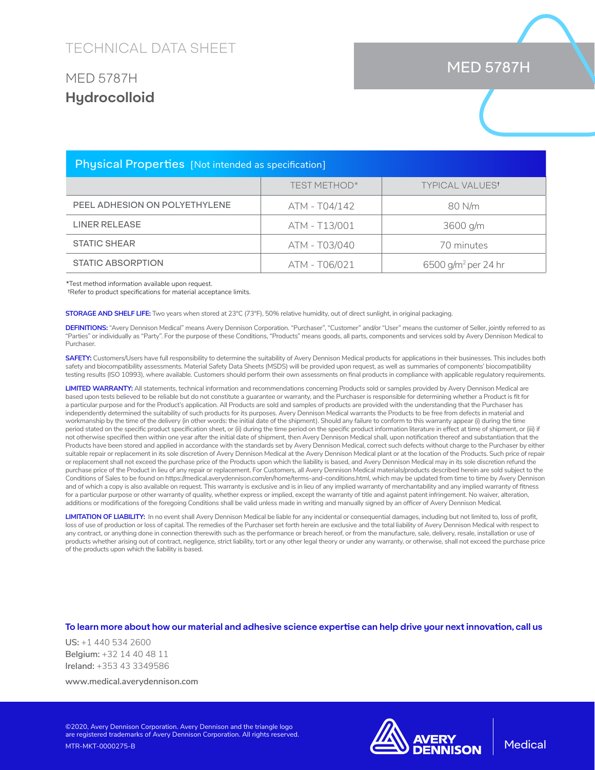# TECHNICAL DATA SHEET

## MED 5787H

## Hydrocolloid

MED 5787H

### Physical Properties [Not intended as specification]

| | TEST METHOD* | TYPICAL VALUES† |
|---|---|---|
| PEEL ADHESION ON POLYETHYLENE | ATM - T04/142 | 80 N/m |
| LINER RELEASE | ATM - T13/001 | 3600 g/m |
| STATIC SHEAR | ATM - T03/040 | 70 minutes |
| STATIC ABSORPTION | ATM - T06/021 | 6500 g/m$^2$ per 24 hr |

*Test method information available upon request.
†Refer to product specifications for material acceptance limits.

**STORAGE AND SHELF LIFE:** Two years when stored at 23°C (73°F), 50% relative humidity, out of direct sunlight, in original packaging.

**DEFINITIONS:** "Avery Dennison Medical" means Avery Dennison Corporation. "Purchaser", "Customer" and/or "User" means the customer of Seller, jointly referred to as "Parties" or individually as "Party". For the purpose of these Conditions, "Products" means goods, all parts, components and services sold by Avery Dennison Medical to Purchaser.

**SAFETY:** Customers/Users have full responsibility to determine the suitability of Avery Dennison Medical products for applications in their businesses. This includes both safety and biocompatibility assessments. Material Safety Data Sheets (MSDS) will be provided upon request, as well as summaries of components' biocompatibility testing results (ISO 10993), where available. Customers should perform their own assessments on final products in compliance with applicable regulatory requirements.

**LIMITED WARRANTY:** All statements, technical information and recommendations concerning Products sold or samples provided by Avery Dennison Medical are based upon tests believed to be reliable but do not constitute a guarantee or warranty, and the Purchaser is responsible for determining whether a Product is fit for a particular purpose and for the Product's application. All Products are sold and samples of products are provided with the understanding that the Purchaser has independently determined the suitability of such products for its purposes. Avery Dennison Medical warrants the Products to be free from defects in material and workmanship by the time of the delivery (in other words: the initial date of the shipment). Should any failure to conform to this warranty appear (i) during the time period stated on the specific product specification sheet, or (ii) during the time period on the specific product information literature in effect at time of shipment, or (iii) if not otherwise specified then within one year after the initial date of shipment, then Avery Dennison Medical shall, upon notification thereof and substantiation that the Products have been stored and applied in accordance with the standards set by Avery Dennison Medical, correct such defects without charge to the Purchaser by either suitable repair or replacement in its sole discretion of Avery Dennison Medical at the Avery Dennison Medical plant or at the location of the Products. Such price of repair or replacement shall not exceed the purchase price of the Products upon which the liability is based, and Avery Dennison Medical may in its sole discretion refund the purchase price of the Product in lieu of any repair or replacement. For Customers, all Avery Dennison Medical materials/products described herein are sold subject to the Conditions of Sales to be found on https://medical.averydennison.com/en/home/terms-and-conditions.html, which may be updated from time to time by Avery Dennison and of which a copy is also available on request. This warranty is exclusive and is in lieu of any implied warranty of merchantability and any implied warranty of fitness for a particular purpose or other warranty of quality, whether express or implied, except the warranty of title and against patent infringement. No waiver, alteration, additions or modifications of the foregoing Conditions shall be valid unless made in writing and manually signed by an officer of Avery Dennison Medical.

**LIMITATION OF LIABILITY:** In no event shall Avery Dennison Medical be liable for any incidental or consequential damages, including but not limited to, loss of profit, loss of use of production or loss of capital. The remedies of the Purchaser set forth herein are exclusive and the total liability of Avery Dennison Medical with respect to any contract, or anything done in connection therewith such as the performance or breach hereof, or from the manufacture, sale, delivery, resale, installation or use of products whether arising out of contract, negligence, strict liability, tort or any other legal theory or under any warranty, or otherwise, shall not exceed the purchase price of the products upon which the liability is based.

**To learn more about how our material and adhesive science expertise can help drive your next innovation, call us**

**US:** +1 440 534 2600
**Belgium:** +32 14 40 48 11
**Ireland:** +353 43 3349586

**www.medical.averydennison.com**

©2020, Avery Dennison Corporation. Avery Dennison and the triangle logo are registered trademarks of Avery Dennison Corporation. All rights reserved.

MTR-MKT-0000275-B

AVERY DENNISON Medical